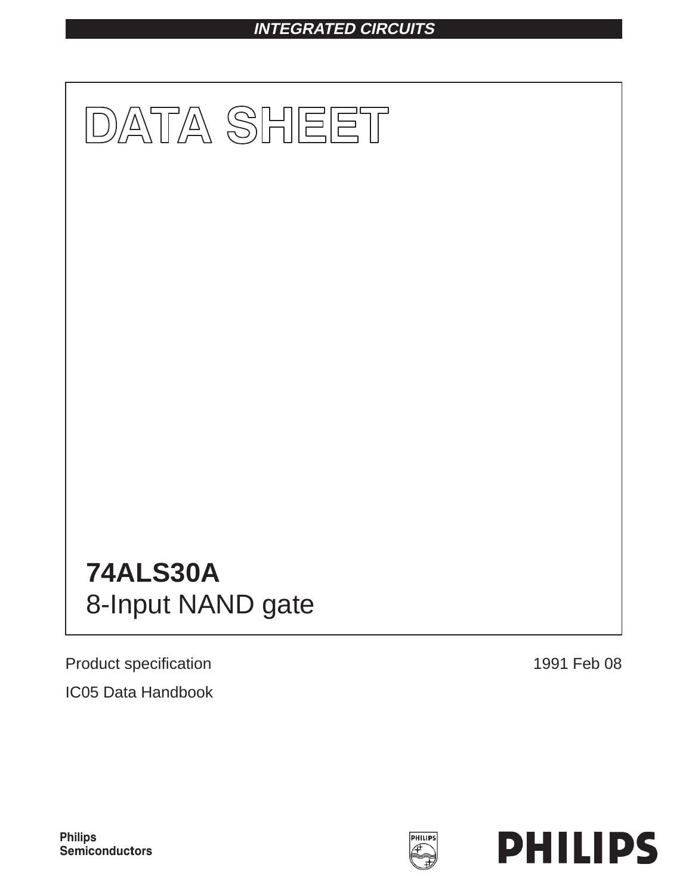INTEGRATED CIRCUITS

# DATA SHEET

# 74ALS30A
## 8-Input NAND gate

Product specification
IC05 Data Handbook

1991 Feb 08

Philips Semiconductors

PHILIPS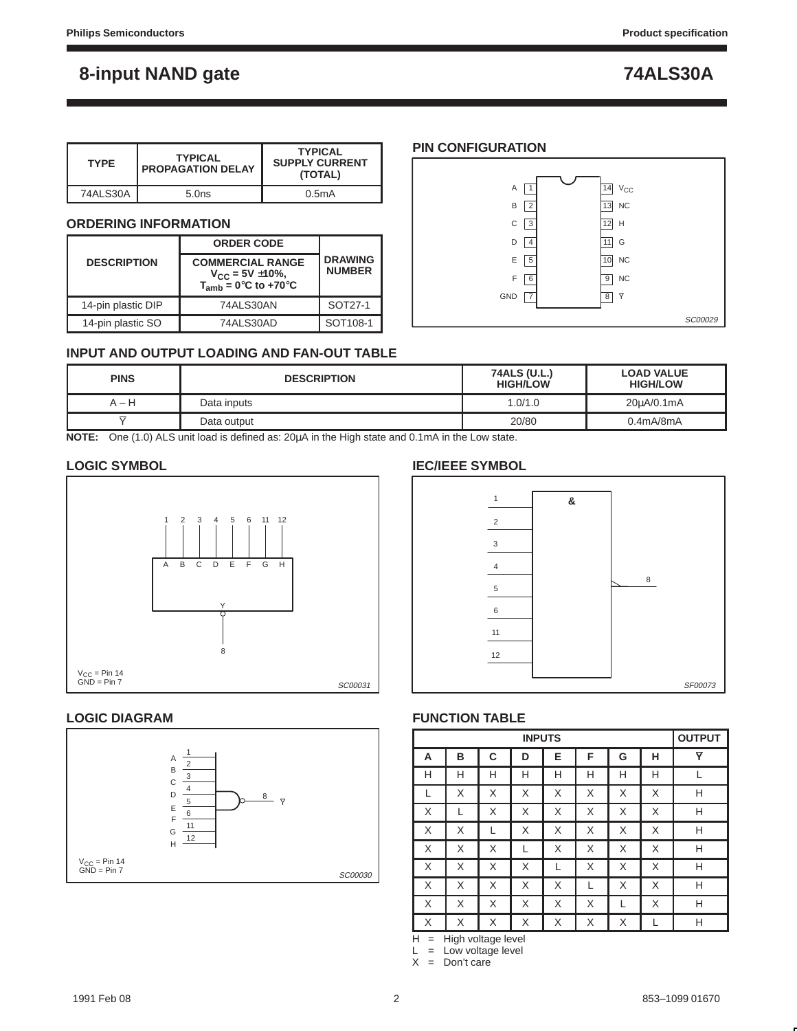# 8-input NAND gate — 74ALS30A

| TYPE | TYPICAL PROPAGATION DELAY | TYPICAL SUPPLY CURRENT (TOTAL) |
|---|---|---|
| 74ALS30A | 5.0ns | 0.5mA |

## ORDERING INFORMATION

| DESCRIPTION | ORDER CODE | DRAWING NUMBER |
|---|---|---|
| | COMMERCIAL RANGE $V_{CC}$ = 5V ±10%, $T_{amb}$ = 0°C to +70°C | |
| 14-pin plastic DIP | 74ALS30AN | SOT27-1 |
| 14-pin plastic SO | 74ALS30AD | SOT108-1 |

## PIN CONFIGURATION

| Pin | Name | Pin | Name |
|---|---|---|---|
| 1 | A | 14 | $V_{CC}$ |
| 2 | B | 13 | NC |
| 3 | C | 12 | H |
| 4 | D | 11 | G |
| 5 | E | 10 | NC |
| 6 | F | 9 | NC |
| 7 | GND | 8 | $\overline{Y}$ |

SC00029

## INPUT AND OUTPUT LOADING AND FAN-OUT TABLE

| PINS | DESCRIPTION | 74ALS (U.L.) HIGH/LOW | LOAD VALUE HIGH/LOW |
|---|---|---|---|
| A – H | Data inputs | 1.0/1.0 | 20µA/0.1mA |
| $\overline{Y}$ | Data output | 20/80 | 0.4mA/8mA |

**NOTE:** One (1.0) ALS unit load is defined as: 20µA in the High state and 0.1mA in the Low state.

## LOGIC SYMBOL

Inputs: 1 (A), 2 (B), 3 (C), 4 (D), 5 (E), 6 (F), 11 (G), 12 (H); Output: 8 (Y)

$V_{CC}$ = Pin 14
GND = Pin 7

SC00031

## IEC/IEEE SYMBOL

& — Inputs: 1, 2, 3, 4, 5, 6, 11, 12; Output: 8

SF00073

## LOGIC DIAGRAM

Inputs: A (1), B (2), C (3), D (4), E (5), F (6), G (11), H (12); Output: 8 $\overline{Y}$

$V_{CC}$ = Pin 14
GND = Pin 7

SC00030

## FUNCTION TABLE

| INPUTS | | | | | | | | OUTPUT |
|---|---|---|---|---|---|---|---|---|
| A | B | C | D | E | F | G | H | $\overline{Y}$ |
| H | H | H | H | H | H | H | H | L |
| L | X | X | X | X | X | X | X | H |
| X | L | X | X | X | X | X | X | H |
| X | X | L | X | X | X | X | X | H |
| X | X | X | L | X | X | X | X | H |
| X | X | X | X | L | X | X | X | H |
| X | X | X | X | X | L | X | X | H |
| X | X | X | X | X | X | L | X | H |
| X | X | X | X | X | X | X | L | H |

H = High voltage level
L = Low voltage level
X = Don't care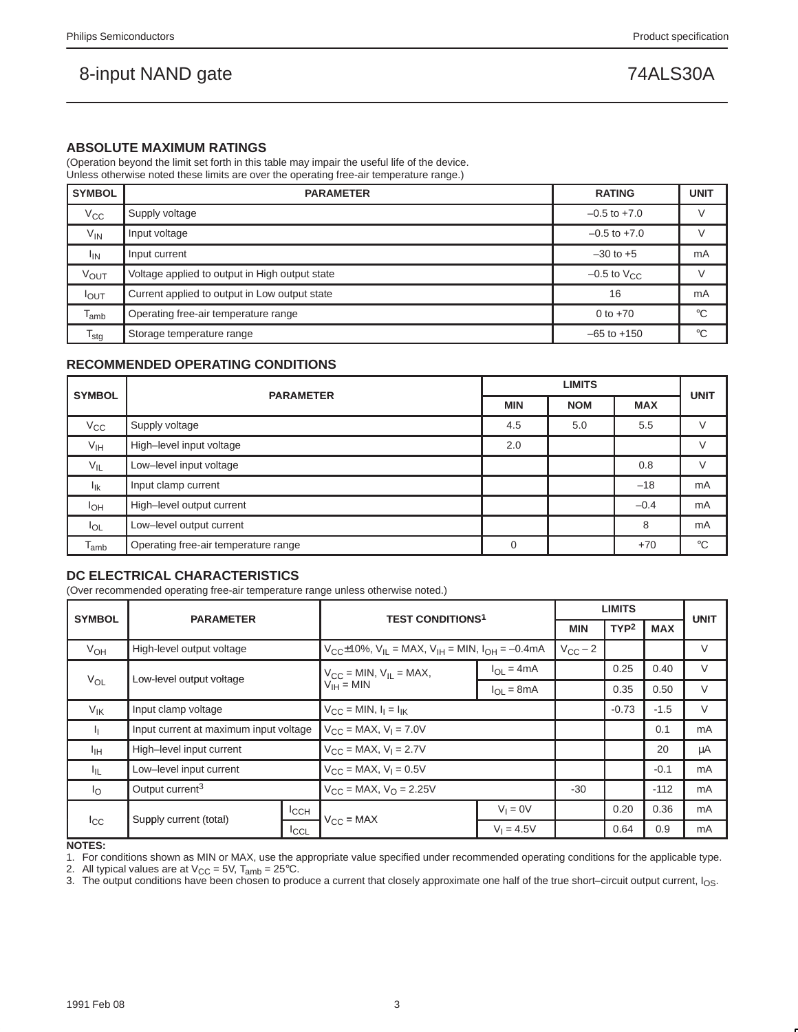# 8-input NAND gate — 74ALS30A

## ABSOLUTE MAXIMUM RATINGS

(Operation beyond the limit set forth in this table may impair the useful life of the device.
Unless otherwise noted these limits are over the operating free-air temperature range.)

| SYMBOL | PARAMETER | RATING | UNIT |
|---|---|---|---|
| $V_{CC}$ | Supply voltage | –0.5 to +7.0 | V |
| $V_{IN}$ | Input voltage | –0.5 to +7.0 | V |
| $I_{IN}$ | Input current | –30 to +5 | mA |
| $V_{OUT}$ | Voltage applied to output in High output state | –0.5 to $V_{CC}$ | V |
| $I_{OUT}$ | Current applied to output in Low output state | 16 | mA |
| $T_{amb}$ | Operating free-air temperature range | 0 to +70 | °C |
| $T_{stg}$ | Storage temperature range | –65 to +150 | °C |

## RECOMMENDED OPERATING CONDITIONS

| SYMBOL | PARAMETER | LIMITS | | | UNIT |
|---|---|---|---|---|---|
| | | MIN | NOM | MAX | |
| $V_{CC}$ | Supply voltage | 4.5 | 5.0 | 5.5 | V |
| $V_{IH}$ | High–level input voltage | 2.0 | | | V |
| $V_{IL}$ | Low–level input voltage | | | 0.8 | V |
| $I_{Ik}$ | Input clamp current | | | –18 | mA |
| $I_{OH}$ | High–level output current | | | –0.4 | mA |
| $I_{OL}$ | Low–level output current | | | 8 | mA |
| $T_{amb}$ | Operating free-air temperature range | 0 | | +70 | °C |

## DC ELECTRICAL CHARACTERISTICS

(Over recommended operating free-air temperature range unless otherwise noted.)

| SYMBOL | PARAMETER | | TEST CONDITIONS[1] | | LIMITS | | | UNIT |
|---|---|---|---|---|---|---|---|---|
| | | | | | MIN | TYP[2] | MAX | |
| $V_{OH}$ | High-level output voltage | | $V_{CC}$±10%, $V_{IL}$ = MAX, $V_{IH}$ = MIN, $I_{OH}$ = –0.4mA | | $V_{CC}$ – 2 | | | V |
| $V_{OL}$ | Low-level output voltage | | $V_{CC}$ = MIN, $V_{IL}$ = MAX, $V_{IH}$ = MIN | $I_{OL}$ = 4mA | | 0.25 | 0.40 | V |
| | | | | $I_{OL}$ = 8mA | | 0.35 | 0.50 | V |
| $V_{IK}$ | Input clamp voltage | | $V_{CC}$ = MIN, $I_I$ = $I_{IK}$ | | | -0.73 | -1.5 | V |
| $I_I$ | Input current at maximum input voltage | | $V_{CC}$ = MAX, $V_I$ = 7.0V | | | | 0.1 | mA |
| $I_{IH}$ | High–level input current | | $V_{CC}$ = MAX, $V_I$ = 2.7V | | | | 20 | μA |
| $I_{IL}$ | Low–level input current | | $V_{CC}$ = MAX, $V_I$ = 0.5V | | | | -0.1 | mA |
| $I_O$ | Output current[3] | | $V_{CC}$ = MAX, $V_O$ = 2.25V | | -30 | | -112 | mA |
| $I_{CC}$ | Supply current (total) | $I_{CCH}$ | $V_{CC}$ = MAX | $V_I$ = 0V | | 0.20 | 0.36 | mA |
| | | $I_{CCL}$ | | $V_I$ = 4.5V | | 0.64 | 0.9 | mA |

**NOTES:**

1. For conditions shown as MIN or MAX, use the appropriate value specified under recommended operating conditions for the applicable type.
2. All typical values are at $V_{CC}$ = 5V, $T_{amb}$ = 25°C.
3. The output conditions have been chosen to produce a current that closely approximate one half of the true short–circuit output current, $I_{OS}$.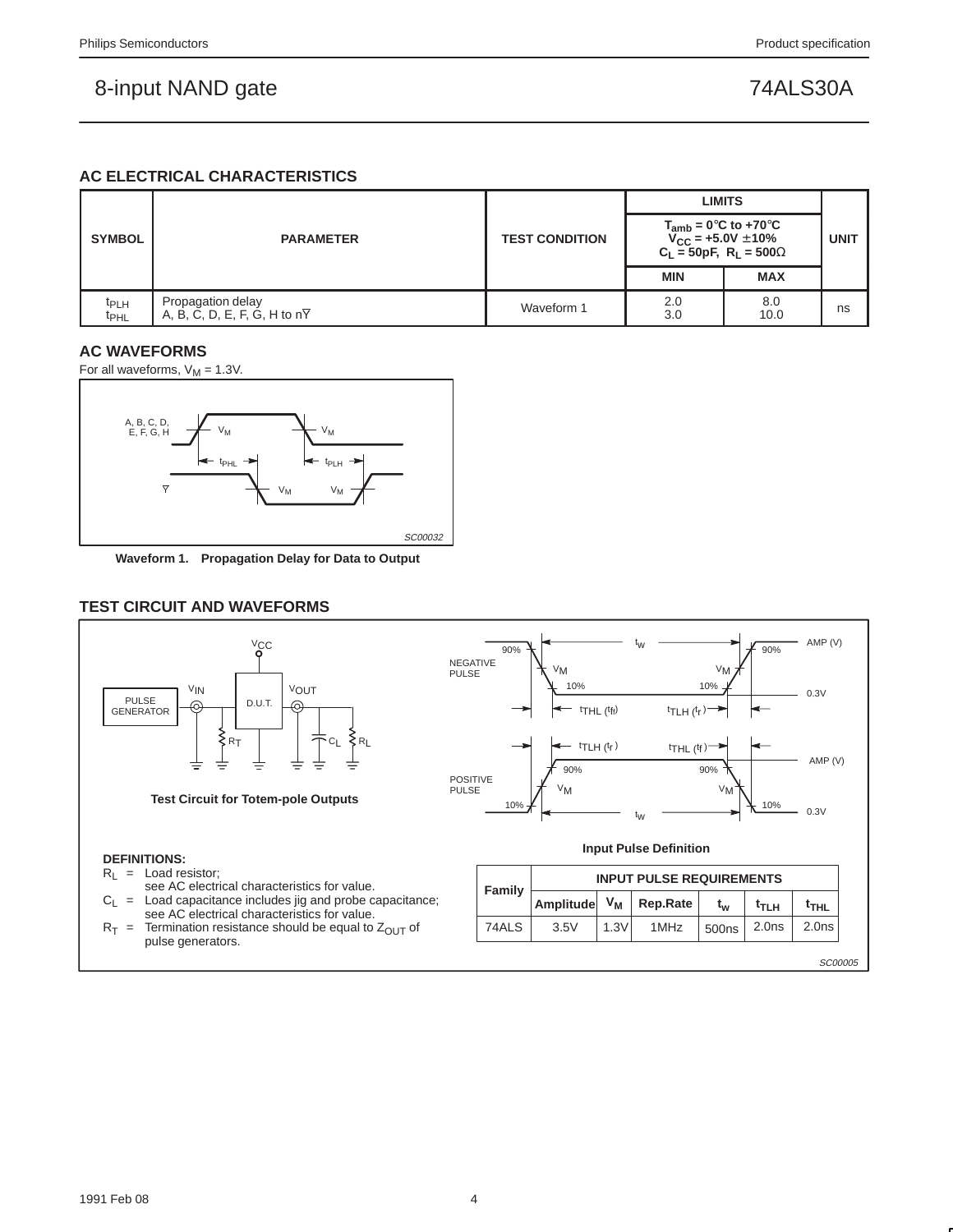## AC ELECTRICAL CHARACTERISTICS

| SYMBOL | PARAMETER | TEST CONDITION | LIMITS | | UNIT |
|---|---|---|---|---|---|
| | | | $T_{amb}$ = 0°C to +70°C, $V_{CC}$ = +5.0V ±10%, $C_L$ = 50pF, $R_L$ = 500Ω | | |
| | | | MIN | MAX | |
| $t_{PLH}$<br>$t_{PHL}$ | Propagation delay<br>A, B, C, D, E, F, G, H to $\overline{Y}$ | Waveform 1 | 2.0<br>3.0 | 8.0<br>10.0 | ns |

## AC WAVEFORMS

For all waveforms, $V_M$ = 1.3V.

Waveform 1. Propagation Delay for Data to Output

## TEST CIRCUIT AND WAVEFORMS

Test Circuit for Totem-pole Outputs

Input Pulse Definition

**DEFINITIONS:**

- $R_L$ = Load resistor; see AC electrical characteristics for value.
- $C_L$ = Load capacitance includes jig and probe capacitance; see AC electrical characteristics for value.
- $R_T$ = Termination resistance should be equal to $Z_{OUT}$ of pulse generators.

| Family | INPUT PULSE REQUIREMENTS | | | | | |
|---|---|---|---|---|---|---|
| | Amplitude | $V_M$ | Rep.Rate | $t_w$ | $t_{TLH}$ | $t_{THL}$ |
| 74ALS | 3.5V | 1.3V | 1MHz | 500ns | 2.0ns | 2.0ns |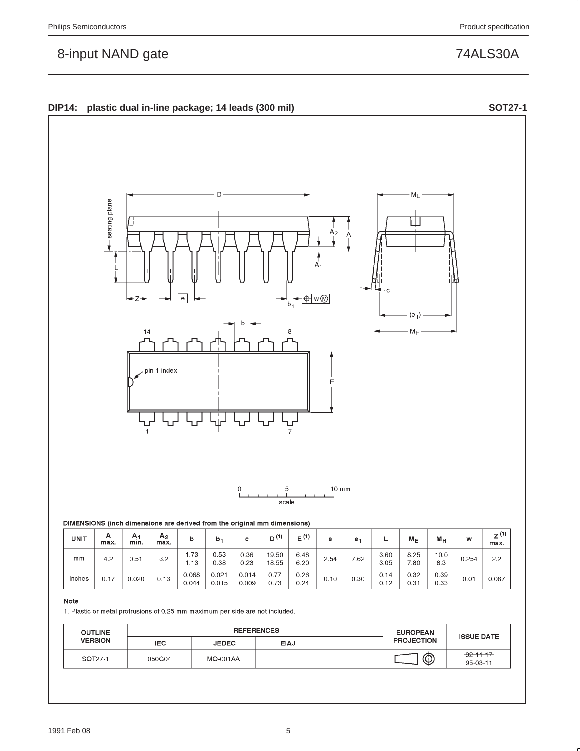## DIP14: plastic dual in-line package; 14 leads (300 mil) — SOT27-1

DIMENSIONS (inch dimensions are derived from the original mm dimensions)

| UNIT | A max. | $A_1$ min. | $A_2$ max. | b | $b_1$ | c | D (1) | E (1) | e | $e_1$ | L | $M_E$ | $M_H$ | w | Z (1) max. |
|---|---|---|---|---|---|---|---|---|---|---|---|---|---|---|---|
| mm | 4.2 | 0.51 | 3.2 | 1.73<br>1.13 | 0.53<br>0.38 | 0.36<br>0.23 | 19.50<br>18.55 | 6.48<br>6.20 | 2.54 | 7.62 | 3.60<br>3.05 | 8.25<br>7.80 | 10.0<br>8.3 | 0.254 | 2.2 |
| inches | 0.17 | 0.020 | 0.13 | 0.068<br>0.044 | 0.021<br>0.015 | 0.014<br>0.009 | 0.77<br>0.73 | 0.26<br>0.24 | 0.10 | 0.30 | 0.14<br>0.12 | 0.32<br>0.31 | 0.39<br>0.33 | 0.01 | 0.087 |

**Note**

1. Plastic or metal protrusions of 0.25 mm maximum per side are not included.

| OUTLINE VERSION | REFERENCES | | | | EUROPEAN PROJECTION | ISSUE DATE |
|---|---|---|---|---|---|---|
| | IEC | JEDEC | EIAJ | | | |
| SOT27-1 | 050G04 | MO-001AA | | | | ~~92-11-17~~<br>95-03-11 |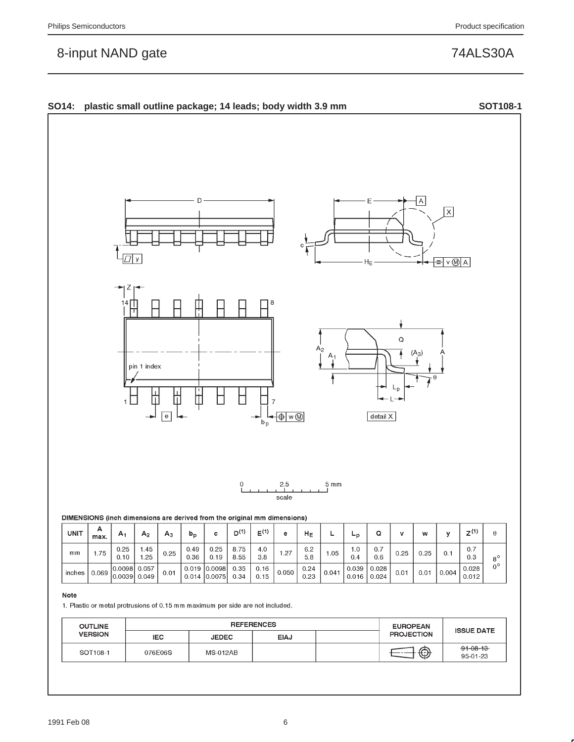## SO14: plastic small outline package; 14 leads; body width 3.9 mm SOT108-1

DIMENSIONS (inch dimensions are derived from the original mm dimensions)

| UNIT | A max. | $A_1$ | $A_2$ | $A_3$ | $b_p$ | c | $D^{(1)}$ | $E^{(1)}$ | e | $H_E$ | L | $L_p$ | Q | v | w | y | $Z^{(1)}$ | θ |
|---|---|---|---|---|---|---|---|---|---|---|---|---|---|---|---|---|---|---|
| mm | 1.75 | 0.25<br>0.10 | 1.45<br>1.25 | 0.25 | 0.49<br>0.36 | 0.25<br>0.19 | 8.75<br>8.55 | 4.0<br>3.8 | 1.27 | 6.2<br>5.8 | 1.05 | 1.0<br>0.4 | 0.7<br>0.6 | 0.25 | 0.25 | 0.1 | 0.7<br>0.3 | 8°<br>0° |
| inches | 0.069 | 0.0098<br>0.0039 | 0.057<br>0.049 | 0.01 | 0.019<br>0.014 | 0.0098<br>0.0075 | 0.35<br>0.34 | 0.16<br>0.15 | 0.050 | 0.24<br>0.23 | 0.041 | 0.039<br>0.016 | 0.028<br>0.024 | 0.01 | 0.01 | 0.004 | 0.028<br>0.012 | |

**Note**

1. Plastic or metal protrusions of 0.15 mm maximum per side are not included.

| OUTLINE VERSION | REFERENCES | | | | EUROPEAN PROJECTION | ISSUE DATE |
|---|---|---|---|---|---|---|
| | IEC | JEDEC | EIAJ | | | |
| SOT108-1 | 076E06S | MS-012AB | | | | ~~91-08-13~~<br>95-01-23 |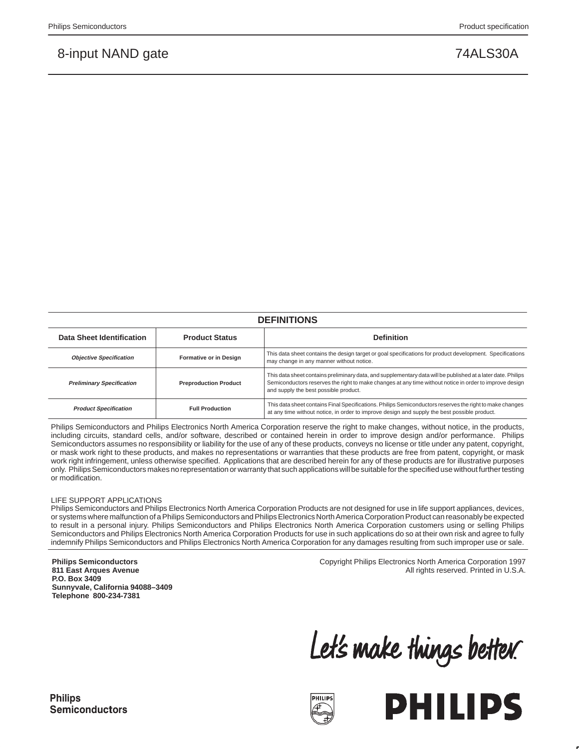## DEFINITIONS

| Data Sheet Identification | Product Status | Definition |
|---|---|---|
| *Objective Specification* | Formative or in Design | This data sheet contains the design target or goal specifications for product development. Specifications may change in any manner without notice. |
| *Preliminary Specification* | Preproduction Product | This data sheet contains preliminary data, and supplementary data will be published at a later date. Philips Semiconductors reserves the right to make changes at any time without notice in order to improve design and supply the best possible product. |
| *Product Specification* | Full Production | This data sheet contains Final Specifications. Philips Semiconductors reserves the right to make changes at any time without notice, in order to improve design and supply the best possible product. |

Philips Semiconductors and Philips Electronics North America Corporation reserve the right to make changes, without notice, in the products, including circuits, standard cells, and/or software, described or contained herein in order to improve design and/or performance. Philips Semiconductors assumes no responsibility or liability for the use of any of these products, conveys no license or title under any patent, copyright, or mask work right to these products, and makes no representations or warranties that these products are free from patent, copyright, or mask work right infringement, unless otherwise specified. Applications that are described herein for any of these products are for illustrative purposes only. Philips Semiconductors makes no representation or warranty that such applications will be suitable for the specified use without further testing or modification.

LIFE SUPPORT APPLICATIONS
Philips Semiconductors and Philips Electronics North America Corporation Products are not designed for use in life support appliances, devices, or systems where malfunction of a Philips Semiconductors and Philips Electronics North America Corporation Product can reasonably be expected to result in a personal injury. Philips Semiconductors and Philips Electronics North America Corporation customers using or selling Philips Semiconductors and Philips Electronics North America Corporation Products for use in such applications do so at their own risk and agree to fully indemnify Philips Semiconductors and Philips Electronics North America Corporation for any damages resulting from such improper use or sale.

**Philips Semiconductors**
**811 East Arques Avenue**
**P.O. Box 3409**
**Sunnyvale, California 94088–3409**
**Telephone 800-234-7381**

Copyright Philips Electronics North America Corporation 1997
All rights reserved. Printed in U.S.A.

Let's make things better.

**Philips Semiconductors**

**PHILIPS**